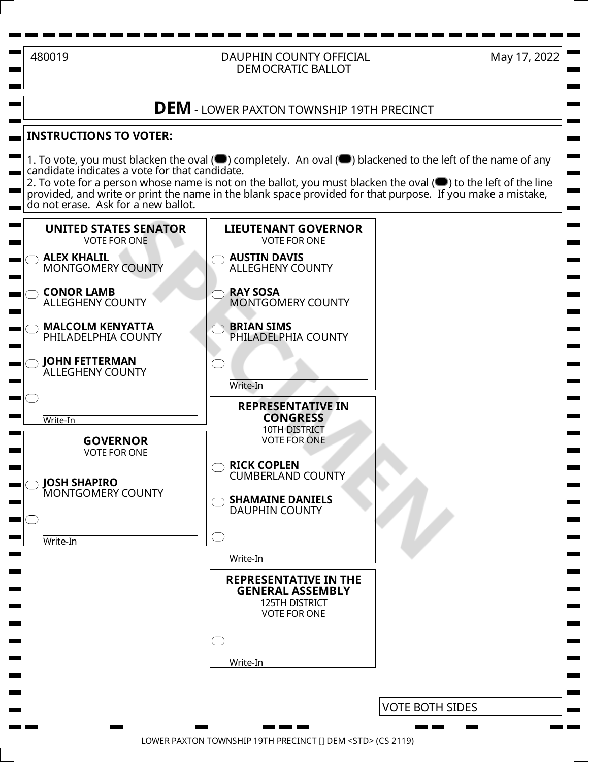480019

DAUPHIN COUNTY OFFICIAL
DEMOCRATIC BALLOT

May 17, 2022

# DEM - LOWER PAXTON TOWNSHIP 19TH PRECINCT

**INSTRUCTIONS TO VOTER:**

1. To vote, you must blacken the oval (⬬) completely. An oval (⬬) blackened to the left of the name of any candidate indicates a vote for that candidate.
2. To vote for a person whose name is not on the ballot, you must blacken the oval (⬬) to the left of the line provided, and write or print the name in the blank space provided for that purpose. If you make a mistake, do not erase. Ask for a new ballot.

## UNITED STATES SENATOR
VOTE FOR ONE

- ⬭ **ALEX KHALIL** MONTGOMERY COUNTY
- ⬭ **CONOR LAMB** ALLEGHENY COUNTY
- ⬭ **MALCOLM KENYATTA** PHILADELPHIA COUNTY
- ⬭ **JOHN FETTERMAN** ALLEGHENY COUNTY
- ⬭ ______ Write-In

## GOVERNOR
VOTE FOR ONE

- ⬭ **JOSH SHAPIRO** MONTGOMERY COUNTY
- ⬭ ______ Write-In

## LIEUTENANT GOVERNOR
VOTE FOR ONE

- ⬭ **AUSTIN DAVIS** ALLEGHENY COUNTY
- ⬭ **RAY SOSA** MONTGOMERY COUNTY
- ⬭ **BRIAN SIMS** PHILADELPHIA COUNTY
- ⬭ ______ Write-In

## REPRESENTATIVE IN CONGRESS
10TH DISTRICT
VOTE FOR ONE

- ⬭ **RICK COPLEN** CUMBERLAND COUNTY
- ⬭ **SHAMAINE DANIELS** DAUPHIN COUNTY
- ⬭ ______ Write-In

## REPRESENTATIVE IN THE GENERAL ASSEMBLY
125TH DISTRICT
VOTE FOR ONE

- ⬭ ______ Write-In

VOTE BOTH SIDES

LOWER PAXTON TOWNSHIP 19TH PRECINCT [] DEM <STD> (CS 2119)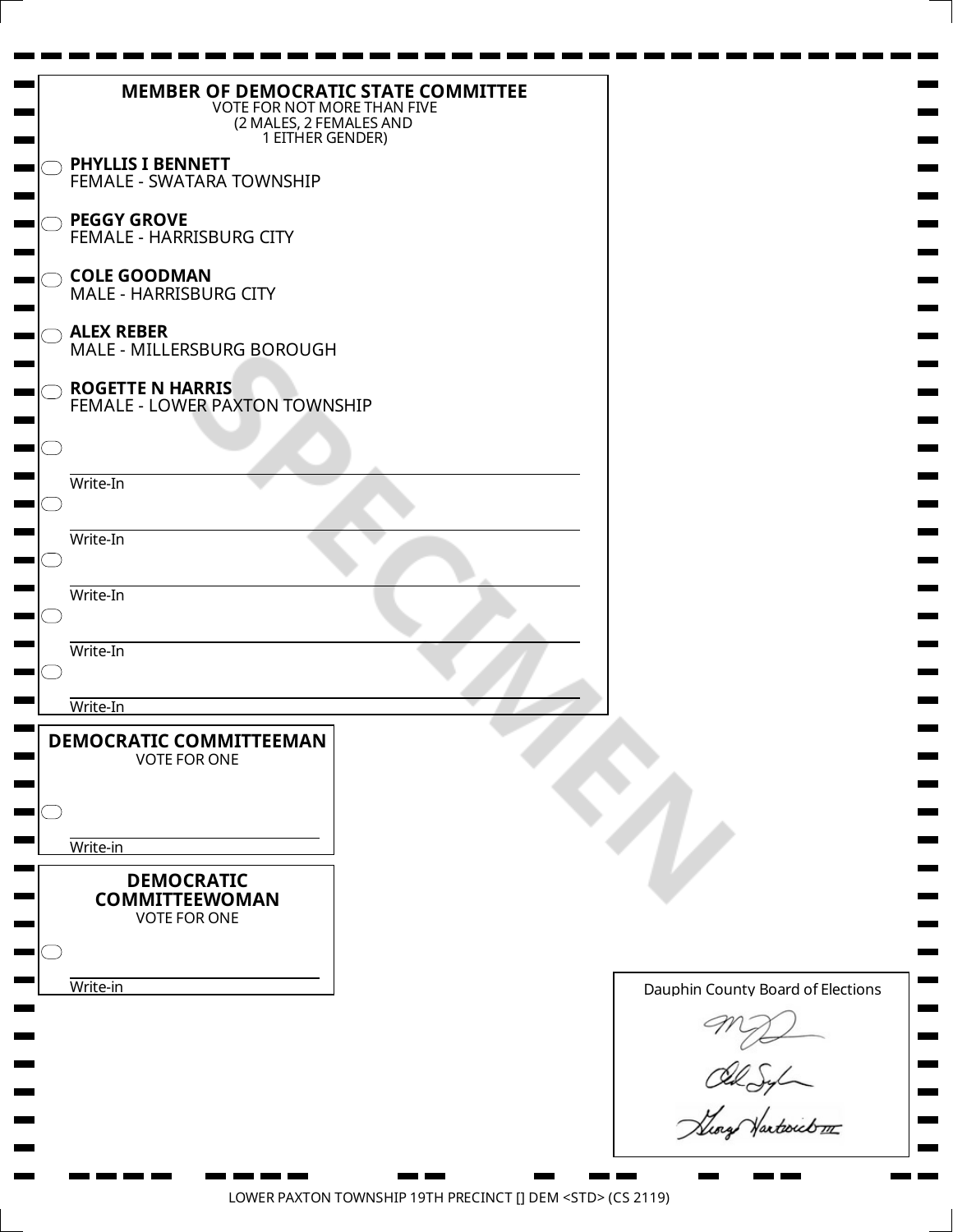## MEMBER OF DEMOCRATIC STATE COMMITTEE

VOTE FOR NOT MORE THAN FIVE
(2 MALES, 2 FEMALES AND
1 EITHER GENDER)

- **PHYLLIS I BENNETT**
  FEMALE - SWATARA TOWNSHIP
- **PEGGY GROVE**
  FEMALE - HARRISBURG CITY
- **COLE GOODMAN**
  MALE - HARRISBURG CITY
- **ALEX REBER**
  MALE - MILLERSBURG BOROUGH
- **ROGETTE N HARRIS**
  FEMALE - LOWER PAXTON TOWNSHIP
- Write-In
- Write-In
- Write-In
- Write-In
- Write-In

## DEMOCRATIC COMMITTEEMAN

VOTE FOR ONE

- Write-in

## DEMOCRATIC COMMITTEEWOMAN

VOTE FOR ONE

- Write-in

Dauphin County Board of Elections

SPECIMEN

LOWER PAXTON TOWNSHIP 19TH PRECINCT [] DEM <STD> (CS 2119)